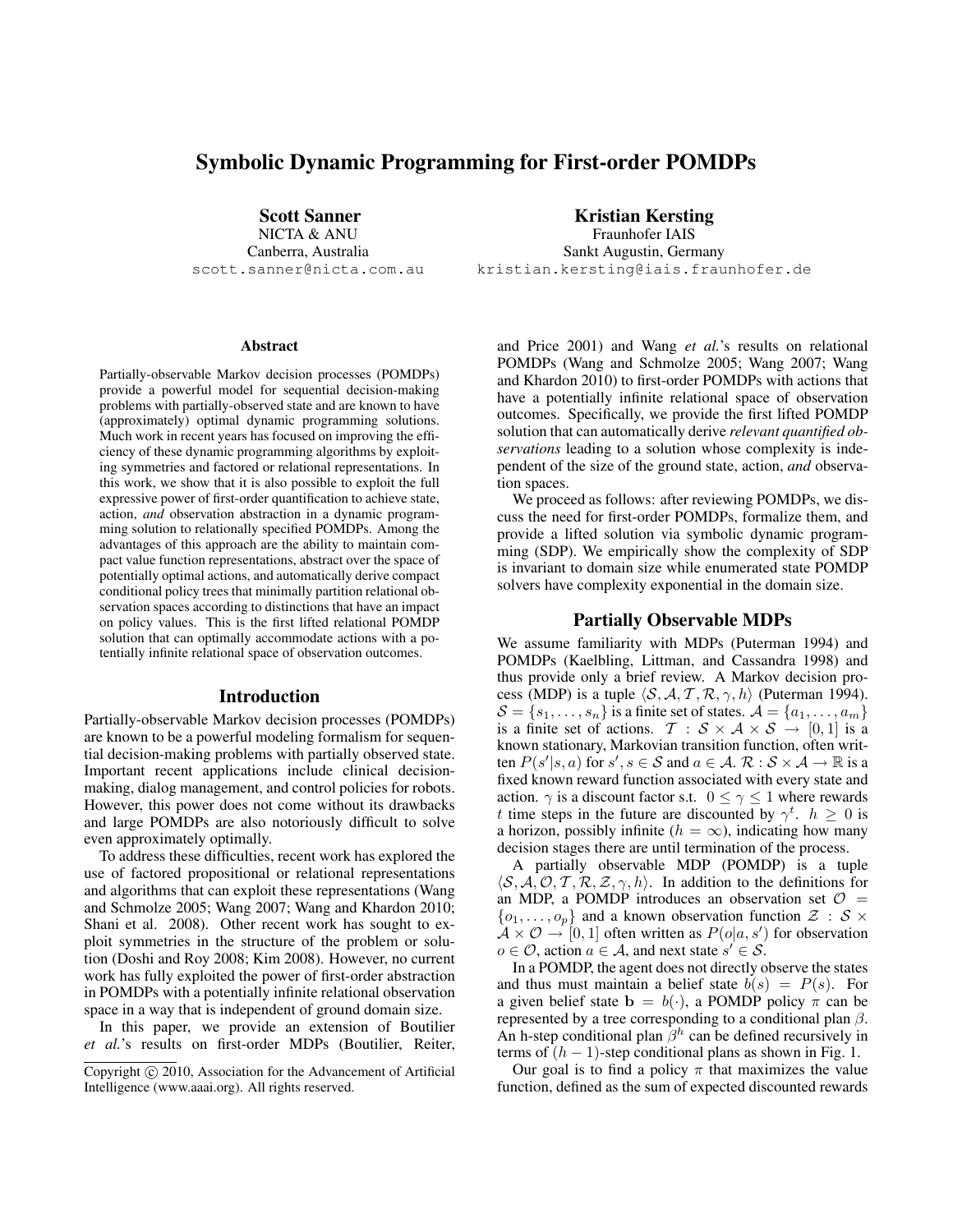# Symbolic Dynamic Programming for First-order POMDPs

**Scott Sanner**
NICTA & ANU
Canberra, Australia
scott.sanner@nicta.com.au

**Kristian Kersting**
Fraunhofer IAIS
Sankt Augustin, Germany
kristian.kersting@iais.fraunhofer.de

## Abstract

Partially-observable Markov decision processes (POMDPs) provide a powerful model for sequential decision-making problems with partially-observed state and are known to have (approximately) optimal dynamic programming solutions. Much work in recent years has focused on improving the efficiency of these dynamic programming algorithms by exploiting symmetries and factored or relational representations. In this work, we show that it is also possible to exploit the full expressive power of first-order quantification to achieve state, action, *and* observation abstraction in a dynamic programming solution to relationally specified POMDPs. Among the advantages of this approach are the ability to maintain compact value function representations, abstract over the space of potentially optimal actions, and automatically derive compact conditional policy trees that minimally partition relational observation spaces according to distinctions that have an impact on policy values. This is the first lifted relational POMDP solution that can optimally accommodate actions with a potentially infinite relational space of observation outcomes.

## Introduction

Partially-observable Markov decision processes (POMDPs) are known to be a powerful modeling formalism for sequential decision-making problems with partially observed state. Important recent applications include clinical decision-making, dialog management, and control policies for robots. However, this power does not come without its drawbacks and large POMDPs are also notoriously difficult to solve even approximately optimally.

To address these difficulties, recent work has explored the use of factored propositional or relational representations and algorithms that can exploit these representations (Wang and Schmolze 2005; Wang 2007; Wang and Khardon 2010; Shani et al. 2008). Other recent work has sought to exploit symmetries in the structure of the problem or solution (Doshi and Roy 2008; Kim 2008). However, no current work has fully exploited the power of first-order abstraction in POMDPs with a potentially infinite relational observation space in a way that is independent of ground domain size.

In this paper, we provide an extension of Boutilier *et al.*'s results on first-order MDPs (Boutilier, Reiter, and Price 2001) and Wang *et al.*'s results on relational POMDPs (Wang and Schmolze 2005; Wang 2007; Wang and Khardon 2010) to first-order POMDPs with actions that have a potentially infinite relational space of observation outcomes. Specifically, we provide the first lifted POMDP solution that can automatically derive *relevant quantified observations* leading to a solution whose complexity is independent of the size of the ground state, action, *and* observation spaces.

We proceed as follows: after reviewing POMDPs, we discuss the need for first-order POMDPs, formalize them, and provide a lifted solution via symbolic dynamic programming (SDP). We empirically show the complexity of SDP is invariant to domain size while enumerated state POMDP solvers have complexity exponential in the domain size.

Copyright © 2010, Association for the Advancement of Artificial Intelligence (www.aaai.org). All rights reserved.

## Partially Observable MDPs

We assume familiarity with MDPs (Puterman 1994) and POMDPs (Kaelbling, Littman, and Cassandra 1998) and thus provide only a brief review. A Markov decision process (MDP) is a tuple $\langle \mathcal{S}, \mathcal{A}, \mathcal{T}, \mathcal{R}, \gamma, h \rangle$ (Puterman 1994). $\mathcal{S} = \{s_1, \ldots, s_n\}$ is a finite set of states. $\mathcal{A} = \{a_1, \ldots, a_m\}$ is a finite set of actions. $\mathcal{T} : \mathcal{S} \times \mathcal{A} \times \mathcal{S} \rightarrow [0, 1]$ is a known stationary, Markovian transition function, often written $P(s'|s, a)$ for $s', s \in \mathcal{S}$ and $a \in \mathcal{A}$. $\mathcal{R} : \mathcal{S} \times \mathcal{A} \rightarrow \mathbb{R}$ is a fixed known reward function associated with every state and action. $\gamma$ is a discount factor s.t. $0 \leq \gamma \leq 1$ where rewards $t$ time steps in the future are discounted by $\gamma^t$. $h \geq 0$ is a horizon, possibly infinite ($h = \infty$), indicating how many decision stages there are until termination of the process.

A partially observable MDP (POMDP) is a tuple $\langle \mathcal{S}, \mathcal{A}, \mathcal{O}, \mathcal{T}, \mathcal{R}, \mathcal{Z}, \gamma, h \rangle$. In addition to the definitions for an MDP, a POMDP introduces an observation set $\mathcal{O} = \{o_1, \ldots, o_p\}$ and a known observation function $\mathcal{Z} : \mathcal{S} \times \mathcal{A} \times \mathcal{O} \rightarrow [0, 1]$ often written as $P(o|a, s')$ for observation $o \in \mathcal{O}$, action $a \in \mathcal{A}$, and next state $s' \in \mathcal{S}$.

In a POMDP, the agent does not directly observe the states and thus must maintain a belief state $b(s) = P(s)$. For a given belief state $\mathbf{b} = b(\cdot)$, a POMDP policy $\pi$ can be represented by a tree corresponding to a conditional plan $\beta$. An h-step conditional plan $\beta^h$ can be defined recursively in terms of $(h-1)$-step conditional plans as shown in Fig. 1.

Our goal is to find a policy $\pi$ that maximizes the value function, defined as the sum of expected discounted rewards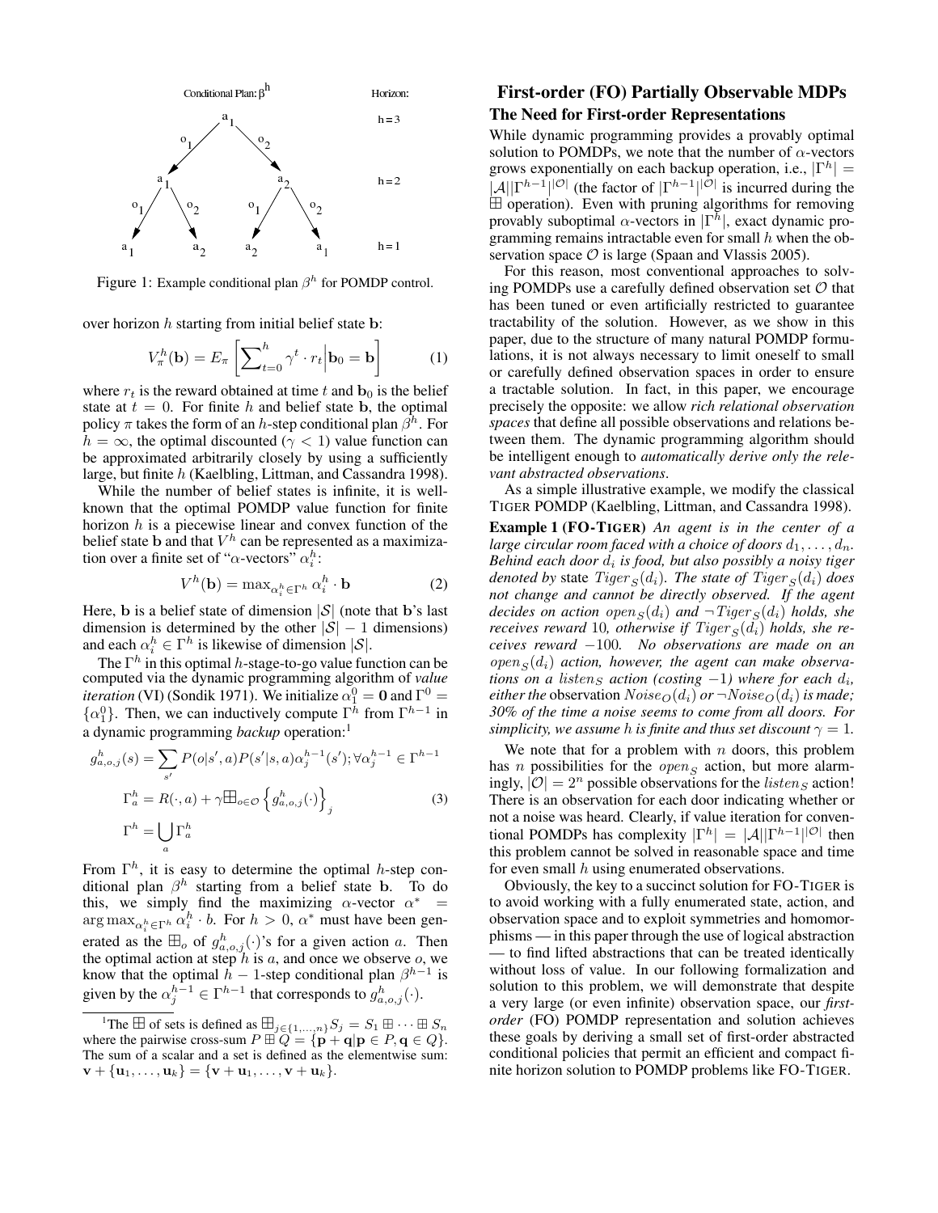Figure 1: Example conditional plan $\beta^h$ for POMDP control.

over horizon $h$ starting from initial belief state $\mathbf{b}$:

$$V_\pi^h(\mathbf{b}) = E_\pi\left[\sum_{t=0}^{h} \gamma^t \cdot r_t \Big| \mathbf{b}_0 = \mathbf{b}\right] \quad (1)$$

where $r_t$ is the reward obtained at time $t$ and $\mathbf{b}_0$ is the belief state at $t = 0$. For finite $h$ and belief state $\mathbf{b}$, the optimal policy $\pi$ takes the form of an $h$-step conditional plan $\beta^h$. For $h = \infty$, the optimal discounted ($\gamma < 1$) value function can be approximated arbitrarily closely by using a sufficiently large, but finite $h$ (Kaelbling, Littman, and Cassandra 1998).

While the number of belief states is infinite, it is well-known that the optimal POMDP value function for finite horizon $h$ is a piecewise linear and convex function of the belief state $\mathbf{b}$ and that $V^h$ can be represented as a maximization over a finite set of "$\alpha$-vectors" $\alpha_i^h$:

$$V^h(\mathbf{b}) = \max_{\alpha_i^h \in \Gamma^h} \alpha_i^h \cdot \mathbf{b} \quad (2)$$

Here, $\mathbf{b}$ is a belief state of dimension $|\mathcal{S}|$ (note that $\mathbf{b}$'s last dimension is determined by the other $|\mathcal{S}| - 1$ dimensions) and each $\alpha_i^h \in \Gamma^h$ is likewise of dimension $|\mathcal{S}|$.

The $\Gamma^h$ in this optimal $h$-stage-to-go value function can be computed via the dynamic programming algorithm of *value iteration* (VI) (Sondik 1971). We initialize $\alpha_1^0 = \mathbf{0}$ and $\Gamma^0 = \{\alpha_1^0\}$. Then, we can inductively compute $\Gamma^h$ from $\Gamma^{h-1}$ in a dynamic programming *backup* operation:[1]

$$g_{a,o,j}^h(s) = \sum_{s'} P(o|s', a) P(s'|s, a) \alpha_j^{h-1}(s'); \forall \alpha_j^{h-1} \in \Gamma^{h-1}$$

$$\Gamma_a^h = R(\cdot, a) + \gamma \boxplus_{o \in \mathcal{O}} \left\{ g_{a,o,j}^h(\cdot) \right\}_j \quad (3)$$

$$\Gamma^h = \bigcup_a \Gamma_a^h$$

From $\Gamma^h$, it is easy to determine the optimal $h$-step conditional plan $\beta^h$ starting from a belief state $\mathbf{b}$. To do this, we simply find the maximizing $\alpha$-vector $\alpha^* = \arg\max_{\alpha_i^h \in \Gamma^h} \alpha_i^h \cdot b$. For $h > 0$, $\alpha^*$ must have been generated as the $\boxplus_o$ of $g_{a,o,j}^h(\cdot)$'s for a given action $a$. Then the optimal action at step $h$ is $a$, and once we observe $o$, we know that the optimal $h - 1$-step conditional plan $\beta^{h-1}$ is given by the $\alpha_j^{h-1} \in \Gamma^{h-1}$ that corresponds to $g_{a,o,j}^h(\cdot)$.

[1] The $\boxplus$ of sets is defined as $\boxplus_{j \in \{1,\ldots,n\}} S_j = S_1 \boxplus \cdots \boxplus S_n$ where the pairwise cross-sum $P \boxplus Q = \{\mathbf{p} + \mathbf{q} | \mathbf{p} \in P, \mathbf{q} \in Q\}$. The sum of a scalar and a set is defined as the elementwise sum: $\mathbf{v} + \{\mathbf{u}_1, \ldots, \mathbf{u}_k\} = \{\mathbf{v} + \mathbf{u}_1, \ldots, \mathbf{v} + \mathbf{u}_k\}$.

## First-order (FO) Partially Observable MDPs

### The Need for First-order Representations

While dynamic programming provides a provably optimal solution to POMDPs, we note that the number of $\alpha$-vectors grows exponentially on each backup operation, i.e., $|\Gamma^h| = |\mathcal{A}||\Gamma^{h-1}|^{|\mathcal{O}|}$ (the factor of $|\Gamma^{h-1}|^{|\mathcal{O}|}$ is incurred during the $\boxplus$ operation). Even with pruning algorithms for removing provably suboptimal $\alpha$-vectors in $|\Gamma^h|$, exact dynamic programming remains intractable even for small $h$ when the observation space $\mathcal{O}$ is large (Spaan and Vlassis 2005).

For this reason, most conventional approaches to solving POMDPs use a carefully defined observation set $\mathcal{O}$ that has been tuned or even artificially restricted to guarantee tractability of the solution. However, as we show in this paper, due to the structure of many natural POMDP formulations, it is not always necessary to limit oneself to small or carefully defined observation spaces in order to ensure a tractable solution. In fact, in this paper, we encourage precisely the opposite: we allow *rich relational observation spaces* that define all possible observations and relations between them. The dynamic programming algorithm should be intelligent enough to *automatically derive only the relevant abstracted observations*.

As a simple illustrative example, we modify the classical TIGER POMDP (Kaelbling, Littman, and Cassandra 1998).

**Example 1 (FO-TIGER)** *An agent is in the center of a large circular room faced with a choice of doors $d_1, \ldots, d_n$. Behind each door $d_i$ is food, but also possibly a noisy tiger denoted by* state $Tiger_S(d_i)$. *The state of $Tiger_S(d_i)$ does not change and cannot be directly observed. If the agent decides on action $open_S(d_i)$ and $\neg Tiger_S(d_i)$ holds, she receives reward 10, otherwise if $Tiger_S(d_i)$ holds, she receives reward $-100$. No observations are made on an $open_S(d_i)$ action, however, the agent can make observations on a $listen_S$ action (costing $-1$) where for each $d_i$, either the* observation $Noise_O(d_i)$ *or* $\neg Noise_O(d_i)$ *is made; 30% of the time a noise seems to come from all doors. For simplicity, we assume $h$ is finite and thus set discount $\gamma = 1$.*

We note that for a problem with $n$ doors, this problem has $n$ possibilities for the $open_S$ action, but more alarmingly, $|\mathcal{O}| = 2^n$ possible observations for the $listen_S$ action! There is an observation for each door indicating whether or not a noise was heard. Clearly, if value iteration for conventional POMDPs has complexity $|\Gamma^h| = |\mathcal{A}||\Gamma^{h-1}|^{|\mathcal{O}|}$ then this problem cannot be solved in reasonable space and time for even small $h$ using enumerated observations.

Obviously, the key to a succinct solution for FO-TIGER is to avoid working with a fully enumerated state, action, and observation space and to exploit symmetries and homomorphisms — in this paper through the use of logical abstraction — to find lifted abstractions that can be treated identically without loss of value. In our following formalization and solution to this problem, we will demonstrate that despite a very large (or even infinite) observation space, our *first-order* (FO) POMDP representation and solution achieves these goals by deriving a small set of first-order abstracted conditional policies that permit an efficient and compact finite horizon solution to POMDP problems like FO-TIGER.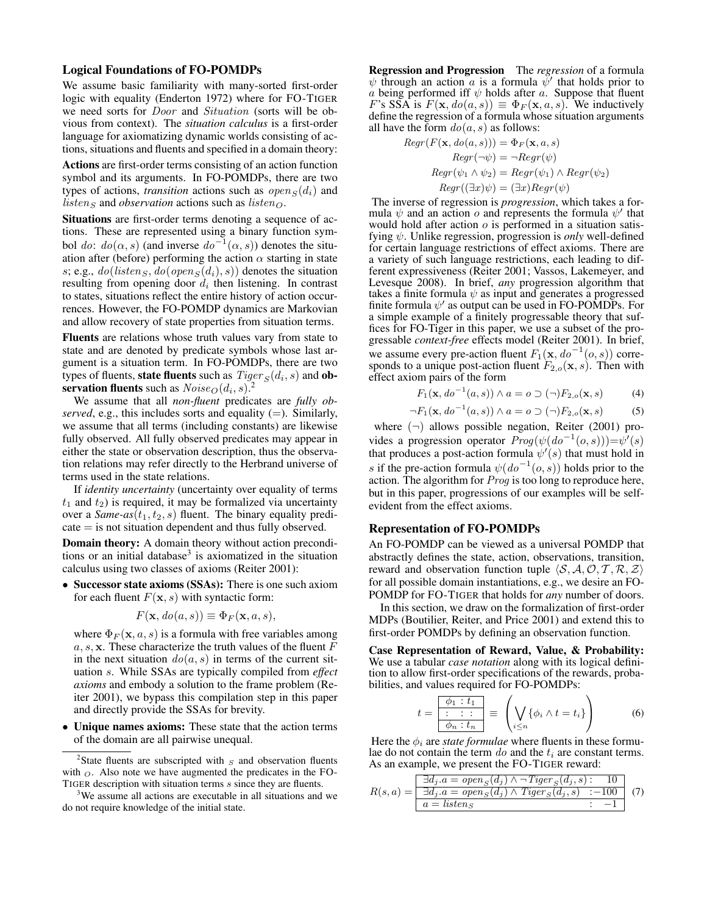### Logical Foundations of FO-POMDPs

We assume basic familiarity with many-sorted first-order logic with equality (Enderton 1972) where for FO-TIGER we need sorts for *Door* and *Situation* (sorts will be obvious from context). The *situation calculus* is a first-order language for axiomatizing dynamic worlds consisting of actions, situations and fluents and specified in a domain theory:

**Actions** are first-order terms consisting of an action function symbol and its arguments. In FO-POMDPs, there are two types of actions, *transition* actions such as $open_S(d_i)$ and $listen_S$ and *observation* actions such as $listen_O$.

**Situations** are first-order terms denoting a sequence of actions. These are represented using a binary function symbol *do*: $do(\alpha, s)$ (and inverse $do^{-1}(\alpha, s)$) denotes the situation after (before) performing the action $\alpha$ starting in state $s$; e.g., $do(listen_S, do(open_S(d_i), s))$ denotes the situation resulting from opening door $d_i$ then listening. In contrast to states, situations reflect the entire history of action occurrences. However, the FO-POMDP dynamics are Markovian and allow recovery of state properties from situation terms.

**Fluents** are relations whose truth values vary from state to state and are denoted by predicate symbols whose last argument is a situation term. In FO-POMDPs, there are two types of fluents, **state fluents** such as $Tiger_S(d_i, s)$ and **observation fluents** such as $Noise_O(d_i, s)$.[2]

We assume that all *non-fluent* predicates are *fully observed*, e.g., this includes sorts and equality ($=$). Similarly, we assume that all terms (including constants) are likewise fully observed. All fully observed predicates may appear in either the state or observation description, thus the observation relations may refer directly to the Herbrand universe of terms used in the state relations.

If *identity uncertainty* (uncertainty over equality of terms $t_1$ and $t_2$) is required, it may be formalized via uncertainty over a *Same-as*$(t_1, t_2, s)$ fluent. The binary equality predicate $=$ is not situation dependent and thus fully observed.

**Domain theory:** A domain theory without action preconditions or an initial database[3] is axiomatized in the situation calculus using two classes of axioms (Reiter 2001):

- **Successor state axioms (SSAs):** There is one such axiom for each fluent $F(\mathbf{x}, s)$ with syntactic form:

  $$F(\mathbf{x}, do(a, s)) \equiv \Phi_F(\mathbf{x}, a, s),$$

  where $\Phi_F(\mathbf{x}, a, s)$ is a formula with free variables among $a, s, \mathbf{x}$. These characterize the truth values of the fluent $F$ in the next situation $do(a, s)$ in terms of the current situation $s$. While SSAs are typically compiled from *effect axioms* and embody a solution to the frame problem (Reiter 2001), we bypass this compilation step in this paper and directly provide the SSAs for brevity.
- **Unique names axioms:** These state that the action terms of the domain are all pairwise unequal.

[2]State fluents are subscripted with $_S$ and observation fluents with $_O$. Also note we have augmented the predicates in the FO-TIGER description with situation terms $s$ since they are fluents.

[3]We assume all actions are executable in all situations and we do not require knowledge of the initial state.

**Regression and Progression** The *regression* of a formula $\psi$ through an action $a$ is a formula $\psi'$ that holds prior to $a$ being performed iff $\psi$ holds after $a$. Suppose that fluent $F$'s SSA is $F(\mathbf{x}, do(a, s)) \equiv \Phi_F(\mathbf{x}, a, s)$. We inductively define the regression of a formula whose situation arguments all have the form $do(a, s)$ as follows:

$$\begin{aligned}
Regr(F(\mathbf{x}, do(a, s))) &= \Phi_F(\mathbf{x}, a, s)\\
Regr(\neg\psi) &= \neg Regr(\psi)\\
Regr(\psi_1 \wedge \psi_2) &= Regr(\psi_1) \wedge Regr(\psi_2)\\
Regr((\exists x)\psi) &= (\exists x) Regr(\psi)
\end{aligned}$$

The inverse of regression is *progression*, which takes a formula $\psi$ and an action $o$ and represents the formula $\psi'$ that would hold after action $o$ is performed in a situation satisfying $\psi$. Unlike regression, progression is *only* well-defined for certain language restrictions of effect axioms. There are a variety of such language restrictions, each leading to different expressiveness (Reiter 2001; Vassos, Lakemeyer, and Levesque 2008). In brief, *any* progression algorithm that takes a finite formula $\psi$ as input and generates a progressed finite formula $\psi'$ as output can be used in FO-POMDPs. For a simple example of a finitely progressable theory that suffices for FO-Tiger in this paper, we use a subset of the progressable *context-free* effects model (Reiter 2001). In brief, we assume every pre-action fluent $F_1(\mathbf{x}, do^{-1}(o, s))$ corresponds to a unique post-action fluent $F_{2,o}(\mathbf{x}, s)$. Then with effect axiom pairs of the form

$$F_1(\mathbf{x}, do^{-1}(a, s)) \wedge a = o \supset (\neg) F_{2,o}(\mathbf{x}, s) \quad (4)$$

$$\neg F_1(\mathbf{x}, do^{-1}(a, s)) \wedge a = o \supset (\neg) F_{2,o}(\mathbf{x}, s) \quad (5)$$

where $(\neg)$ allows possible negation, Reiter (2001) provides a progression operator $Prog(\psi(do^{-1}(o, s))) = \psi'(s)$ that produces a post-action formula $\psi'(s)$ that must hold in $s$ if the pre-action formula $\psi(do^{-1}(o, s))$ holds prior to the action. The algorithm for *Prog* is too long to reproduce here, but in this paper, progressions of our examples will be self-evident from the effect axioms.

### Representation of FO-POMDPs

An FO-POMDP can be viewed as a universal POMDP that abstractly defines the state, action, observations, transition, reward and observation function tuple $\langle \mathcal{S}, \mathcal{A}, \mathcal{O}, \mathcal{T}, \mathcal{R}, \mathcal{Z} \rangle$ for all possible domain instantiations, e.g., we desire an FO-POMDP for FO-TIGER that holds for *any* number of doors.

In this section, we draw on the formalization of first-order MDPs (Boutilier, Reiter, and Price 2001) and extend this to first-order POMDPs by defining an observation function.

**Case Representation of Reward, Value, & Probability:** We use a tabular *case notation* along with its logical definition to allow first-order specifications of the rewards, probabilities, and values required for FO-POMDPs:

$$t = \begin{array}{|c|}\hline \phi_1 : t_1 \\ \hline : \;\; : \;\; : \\ \hline \phi_n : t_n \\ \hline \end{array} \;\equiv\; \left( \bigvee_{i \leq n} \{\phi_i \wedge t = t_i\} \right) \quad (6)$$

Here the $\phi_i$ are *state formulae* where fluents in these formulae do not contain the term *do* and the $t_i$ are constant terms. As an example, we present the FO-TIGER reward:

$$R(s, a) = \begin{array}{|l|}\hline \exists d_j . a = open_S(d_j) \wedge \neg Tiger_S(d_j, s) : \;\; 10 \\ \hline \exists d_j . a = open_S(d_j) \wedge Tiger_S(d_j, s) \;\; : -100 \\ \hline a = listen_S \qquad\qquad\qquad\qquad : \;\; -1 \\ \hline \end{array} \quad (7)$$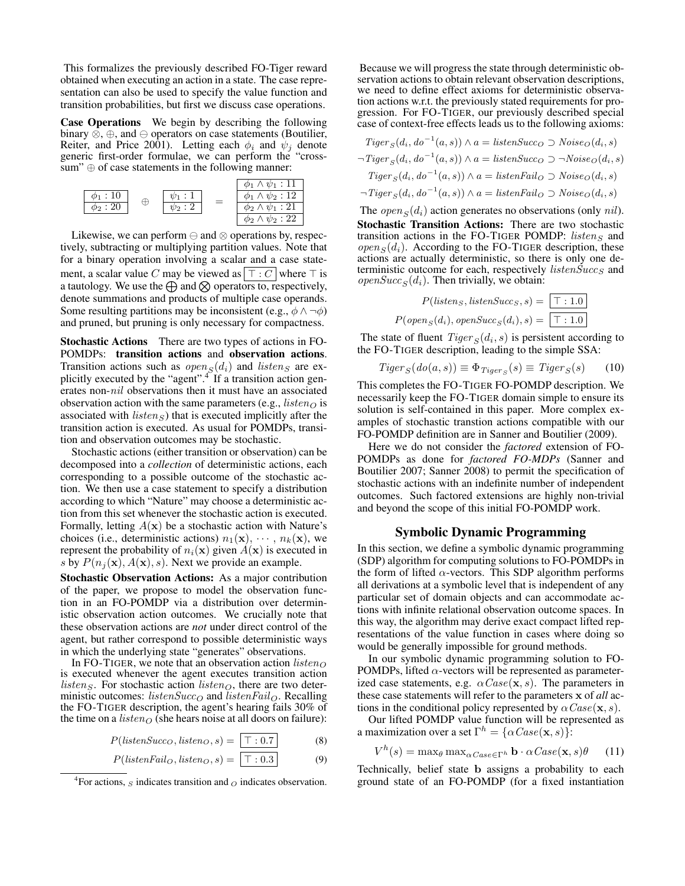This formalizes the previously described FO-Tiger reward obtained when executing an action in a state. The case representation can also be used to specify the value function and transition probabilities, but first we discuss case operations.

**Case Operations** We begin by describing the following binary $\otimes$, $\oplus$, and $\ominus$ operators on case statements (Boutilier, Reiter, and Price 2001). Letting each $\phi_i$ and $\psi_j$ denote generic first-order formulae, we can perform the "cross-sum" $\oplus$ of case statements in the following manner:

$$\boxed{\begin{array}{l} \phi_1 : 10 \\ \hline \phi_2 : 20 \end{array}} \oplus \boxed{\begin{array}{l} \psi_1 : 1 \\ \hline \psi_2 : 2 \end{array}} = \boxed{\begin{array}{l} \phi_1 \wedge \psi_1 : 11 \\ \hline \phi_1 \wedge \psi_2 : 12 \\ \hline \phi_2 \wedge \psi_1 : 21 \\ \hline \phi_2 \wedge \psi_2 : 22 \end{array}}$$

Likewise, we can perform $\ominus$ and $\otimes$ operations by, respectively, subtracting or multiplying partition values. Note that for a binary operation involving a scalar and a case statement, a scalar value $C$ may be viewed as $\boxed{\top : C}$ where $\top$ is a tautology. We use the $\bigoplus$ and $\bigotimes$ operators to, respectively, denote summations and products of multiple case operands. Some resulting partitions may be inconsistent (e.g., $\phi \wedge \neg\phi$) and pruned, but pruning is only necessary for compactness.

**Stochastic Actions** There are two types of actions in FO-POMDPs: **transition actions** and **observation actions**. Transition actions such as $open_S(d_i)$ and $listen_S$ are explicitly executed by the "agent".[4] If a transition action generates non-$nil$ observations then it must have an associated observation action with the same parameters (e.g., $listen_O$ is associated with $listen_S$) that is executed implicitly after the transition action is executed. As usual for POMDPs, transition and observation outcomes may be stochastic.

Stochastic actions (either transition or observation) can be decomposed into a *collection* of deterministic actions, each corresponding to a possible outcome of the stochastic action. We then use a case statement to specify a distribution according to which "Nature" may choose a deterministic action from this set whenever the stochastic action is executed. Formally, letting $A(\mathbf{x})$ be a stochastic action with Nature's choices (i.e., deterministic actions) $n_1(\mathbf{x}), \cdots, n_k(\mathbf{x})$, we represent the probability of $n_i(\mathbf{x})$ given $A(\mathbf{x})$ is executed in $s$ by $P(n_j(\mathbf{x}), A(\mathbf{x}), s)$. Next we provide an example.

**Stochastic Observation Actions:** As a major contribution of the paper, we propose to model the observation function in an FO-POMDP via a distribution over deterministic observation action outcomes. We crucially note that these observation actions are *not* under direct control of the agent, but rather correspond to possible deterministic ways in which the underlying state "generates" observations.

In FO-TIGER, we note that an observation action $listen_O$ is executed whenever the agent executes transition action $listen_S$. For stochastic action $listen_O$, there are two deterministic outcomes: $listenSucc_O$ and $listenFail_O$. Recalling the FO-TIGER description, the agent's hearing fails 30% of the time on a $listen_O$ (she hears noise at all doors on failure):

$$P(listenSucc_O, listen_O, s) = \boxed{\top : 0.7} \quad (8)$$

$$P(listenFail_O, listen_O, s) = \boxed{\top : 0.3} \quad (9)$$

[4] For actions, $_S$ indicates transition and $_O$ indicates observation.

Because we will progress the state through deterministic observation actions to obtain relevant observation descriptions, we need to define effect axioms for deterministic observation actions w.r.t. the previously stated requirements for progression. For FO-TIGER, our previously described special case of context-free effects leads us to the following axioms:

$$Tiger_S(d_i, do^{-1}(a, s)) \wedge a = listenSucc_O \supset Noise_O(d_i, s)$$

$$\neg Tiger_S(d_i, do^{-1}(a, s)) \wedge a = listenSucc_O \supset \neg Noise_O(d_i, s)$$

$$Tiger_S(d_i, do^{-1}(a, s)) \wedge a = listenFail_O \supset Noise_O(d_i, s)$$

$$\neg Tiger_S(d_i, do^{-1}(a, s)) \wedge a = listenFail_O \supset Noise_O(d_i, s)$$

The $open_S(d_i)$ action generates no observations (only $nil$).

**Stochastic Transition Actions:** There are two stochastic transition actions in the FO-TIGER POMDP: $listen_S$ and $open_S(d_i)$. According to the FO-TIGER description, these actions are actually deterministic, so there is only one deterministic outcome for each, respectively $listenSucc_S$ and $openSucc_S(d_i)$. Then trivially, we obtain:

$$P(listen_S, listenSucc_S, s) = \boxed{\top : 1.0}$$

$$P(open_S(d_i), openSucc_S(d_i), s) = \boxed{\top : 1.0}$$

The state of fluent $Tiger_S(d_i, s)$ is persistent according to the FO-TIGER description, leading to the simple SSA:

$$Tiger_S(do(a, s)) \equiv \Phi_{Tiger_S}(s) \equiv Tiger_S(s) \quad (10)$$

This completes the FO-TIGER FO-POMDP description. We necessarily keep the FO-TIGER domain simple to ensure its solution is self-contained in this paper. More complex examples of stochastic transtion actions compatible with our FO-POMDP definition are in Sanner and Boutilier (2009).

Here we do not consider the *factored* extension of FO-POMDPs as done for *factored FO-MDPs* (Sanner and Boutilier 2007; Sanner 2008) to permit the specification of stochastic actions with an indefinite number of independent outcomes. Such factored extensions are highly non-trivial and beyond the scope of this initial FO-POMDP work.

## Symbolic Dynamic Programming

In this section, we define a symbolic dynamic programming (SDP) algorithm for computing solutions to FO-POMDPs in the form of lifted $\alpha$-vectors. This SDP algorithm performs all derivations at a symbolic level that is independent of any particular set of domain objects and can accommodate actions with infinite relational observation outcome spaces. In this way, the algorithm may derive exact compact lifted representations of the value function in cases where doing so would be generally impossible for ground methods.

In our symbolic dynamic programming solution to FO-POMDPs, lifted $\alpha$-vectors will be represented as parameterized case statements, e.g. $\alpha Case(\mathbf{x}, s)$. The parameters in these case statements will refer to the parameters $\mathbf{x}$ of *all* actions in the conditional policy represented by $\alpha Case(\mathbf{x}, s)$.

Our lifted POMDP value function will be represented as a maximization over a set $\Gamma^h = \{\alpha Case(\mathbf{x}, s)\}$:

$$V^h(s) = \max_\theta \max_{\alpha Case \in \Gamma^h} \mathbf{b} \cdot \alpha Case(\mathbf{x}, s)\theta \quad (11)$$

Technically, belief state $\mathbf{b}$ assigns a probability to each ground state of an FO-POMDP (for a fixed instantiation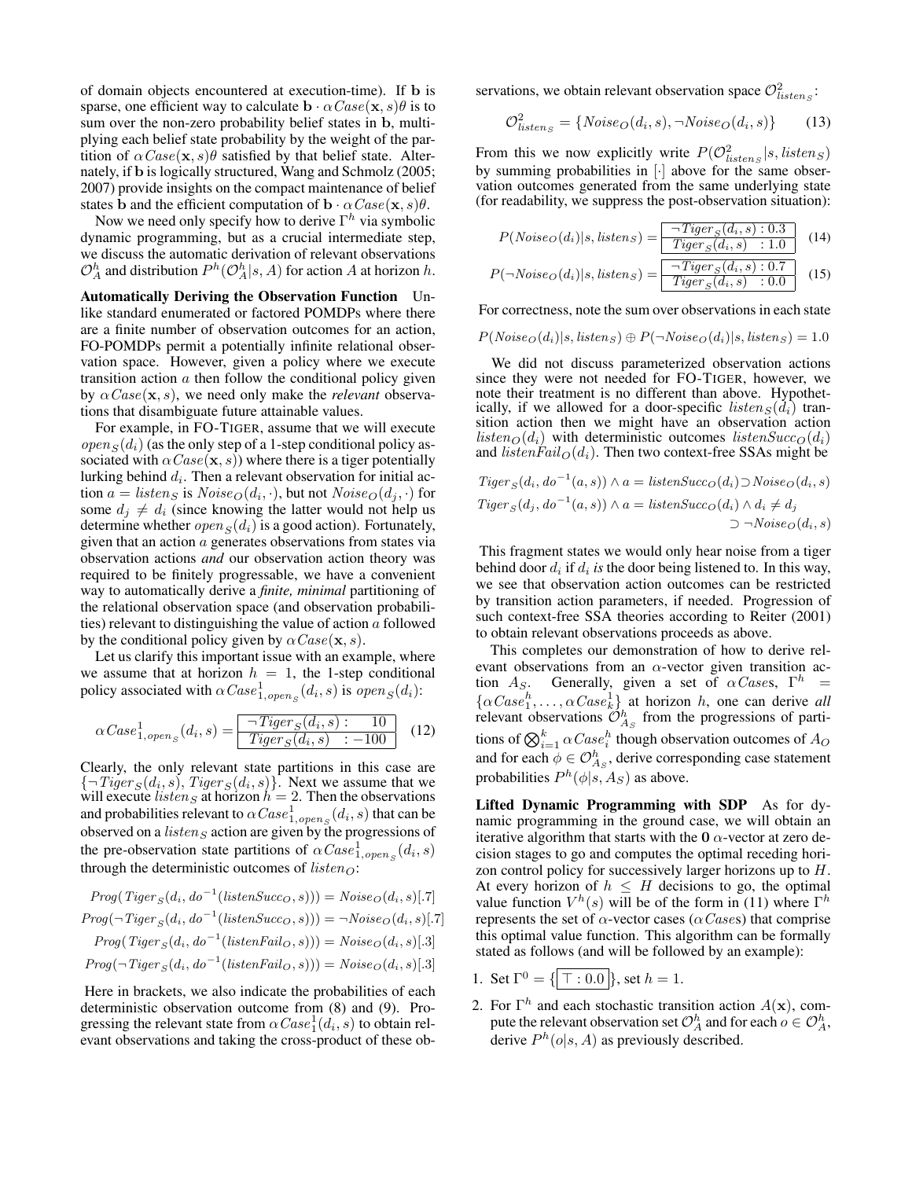of domain objects encountered at execution-time). If $\mathbf{b}$ is sparse, one efficient way to calculate $\mathbf{b} \cdot \alpha Case(\mathbf{x}, s)\theta$ is to sum over the non-zero probability belief states in $\mathbf{b}$, multiplying each belief state probability by the weight of the partition of $\alpha Case(\mathbf{x}, s)\theta$ satisfied by that belief state. Alternately, if $\mathbf{b}$ is logically structured, Wang and Schmolz (2005; 2007) provide insights on the compact maintenance of belief states $\mathbf{b}$ and the efficient computation of $\mathbf{b} \cdot \alpha Case(\mathbf{x}, s)\theta$.

Now we need only specify how to derive $\Gamma^h$ via symbolic dynamic programming, but as a crucial intermediate step, we discuss the automatic derivation of relevant observations $\mathcal{O}^h_A$ and distribution $P^h(\mathcal{O}^h_A|s, A)$ for action $A$ at horizon $h$.

**Automatically Deriving the Observation Function** Unlike standard enumerated or factored POMDPs where there are a finite number of observation outcomes for an action, FO-POMDPs permit a potentially infinite relational observation space. However, given a policy where we execute transition action $a$ then follow the conditional policy given by $\alpha Case(\mathbf{x}, s)$, we need only make the *relevant* observations that disambiguate future attainable values.

For example, in FO-TIGER, assume that we will execute $open_S(d_i)$ (as the only step of a 1-step conditional policy associated with $\alpha Case(\mathbf{x}, s)$) where there is a tiger potentially lurking behind $d_i$. Then a relevant observation for initial action $a = listen_S$ is $Noise_O(d_i, \cdot)$, but not $Noise_O(d_j, \cdot)$ for some $d_j \neq d_i$ (since knowing the latter would not help us determine whether $open_S(d_i)$ is a good action). Fortunately, given that an action $a$ generates observations from states via observation actions *and* our observation action theory was required to be finitely progressable, we have a convenient way to automatically derive a *finite, minimal* partitioning of the relational observation space (and observation probabilities) relevant to distinguishing the value of action $a$ followed by the conditional policy given by $\alpha Case(\mathbf{x}, s)$.

Let us clarify this important issue with an example, where we assume that at horizon $h = 1$, the 1-step conditional policy associated with $\alpha Case^1_{1,open_S}(d_i, s)$ is $open_S(d_i)$:

$$\alpha Case^1_{1,open_S}(d_i, s) = \begin{array}{|l|} \hline \neg Tiger_S(d_i, s) : \quad 10 \\ \hline Tiger_S(d_i, s) \quad : -100 \\ \hline \end{array} \quad (12)$$

Clearly, the only relevant state partitions in this case are $\{\neg Tiger_S(d_i, s), Tiger_S(d_i, s)\}$. Next we assume that we will execute $listen_S$ at horizon $h = 2$. Then the observations and probabilities relevant to $\alpha Case^1_{1,open_S}(d_i, s)$ that can be observed on a $listen_S$ action are given by the progressions of the pre-observation state partitions of $\alpha Case^1_{1,open_S}(d_i, s)$ through the deterministic outcomes of $listen_O$:

$$Prog(Tiger_S(d_i, do^{-1}(listenSucc_O, s))) = Noise_O(d_i, s)[.7]$$
$$Prog(\neg Tiger_S(d_i, do^{-1}(listenSucc_O, s))) = \neg Noise_O(d_i, s)[.7]$$
$$Prog(Tiger_S(d_i, do^{-1}(listenFail_O, s))) = Noise_O(d_i, s)[.3]$$
$$Prog(\neg Tiger_S(d_i, do^{-1}(listenFail_O, s))) = Noise_O(d_i, s)[.3]$$

Here in brackets, we also indicate the probabilities of each deterministic observation outcome from (8) and (9). Progressing the relevant state from $\alpha Case^1_1(d_i, s)$ to obtain relevant observations and taking the cross-product of these observations, we obtain relevant observation space $\mathcal{O}^2_{listen_S}$:

$$\mathcal{O}^2_{listen_S} = \{Noise_O(d_i, s), \neg Noise_O(d_i, s)\} \quad (13)$$

From this we now explicitly write $P(\mathcal{O}^2_{listen_S}|s, listen_S)$ by summing probabilities in $[\cdot]$ above for the same observation outcomes generated from the same underlying state (for readability, we suppress the post-observation situation):

$$P(Noise_O(d_i)|s, listen_S) = \begin{array}{|l|} \hline \neg Tiger_S(d_i, s) : 0.3 \\ \hline Tiger_S(d_i, s) \quad : 1.0 \\ \hline \end{array} \quad (14)$$

$$P(\neg Noise_O(d_i)|s, listen_S) = \begin{array}{|l|} \hline \neg Tiger_S(d_i, s) : 0.7 \\ \hline Tiger_S(d_i, s) \quad : 0.0 \\ \hline \end{array} \quad (15)$$

For correctness, note the sum over observations in each state

$$P(Noise_O(d_i)|s, listen_S) \oplus P(\neg Noise_O(d_i)|s, listen_S) = 1.0$$

We did not discuss parameterized observation actions since they were not needed for FO-TIGER, however, we note their treatment is no different than above. Hypothetically, if we allowed for a door-specific $listen_S(d_i)$ transition action then we might have an observation action $listen_O(d_i)$ with deterministic outcomes $listenSucc_O(d_i)$ and $listenFail_O(d_i)$. Then two context-free SSAs might be

$$Tiger_S(d_i, do^{-1}(a, s)) \wedge a = listenSucc_O(d_i) \supset Noise_O(d_i, s)$$
$$Tiger_S(d_j, do^{-1}(a, s)) \wedge a = listenSucc_O(d_i) \wedge d_i \neq d_j \supset \neg Noise_O(d_i, s)$$

This fragment states we would only hear noise from a tiger behind door $d_i$ if $d_i$ *is* the door being listened to. In this way, we see that observation action outcomes can be restricted by transition action parameters, if needed. Progression of such context-free SSA theories according to Reiter (2001) to obtain relevant observations proceeds as above.

This completes our demonstration of how to derive relevant observations from an $\alpha$-vector given transition action $A_S$. Generally, given a set of $\alpha Cases$, $\Gamma^h = \{\alpha Case^h_1, \ldots, \alpha Case^1_k\}$ at horizon $h$, one can derive *all* relevant observations $\mathcal{O}^h_{A_S}$ from the progressions of partitions of $\bigotimes_{i=1}^k \alpha Case^h_i$ though observation outcomes of $A_O$ and for each $\phi \in \mathcal{O}^h_{A_S}$, derive corresponding case statement probabilities $P^h(\phi|s, A_S)$ as above.

**Lifted Dynamic Programming with SDP** As for dynamic programming in the ground case, we will obtain an iterative algorithm that starts with the $\mathbf{0}$ $\alpha$-vector at zero decision stages to go and computes the optimal receding horizon control policy for successively larger horizons up to $H$. At every horizon of $h \leq H$ decisions to go, the optimal value function $V^h(s)$ will be of the form in (11) where $\Gamma^h$ represents the set of $\alpha$-vector cases ($\alpha Cases$) that comprise this optimal value function. This algorithm can be formally stated as follows (and will be followed by an example):

1. Set $\Gamma^0 = \{\boxed{\top : 0.0}\}$, set $h = 1$.
2. For $\Gamma^h$ and each stochastic transition action $A(\mathbf{x})$, compute the relevant observation set $\mathcal{O}^h_A$ and for each $o \in \mathcal{O}^h_A$, derive $P^h(o|s, A)$ as previously described.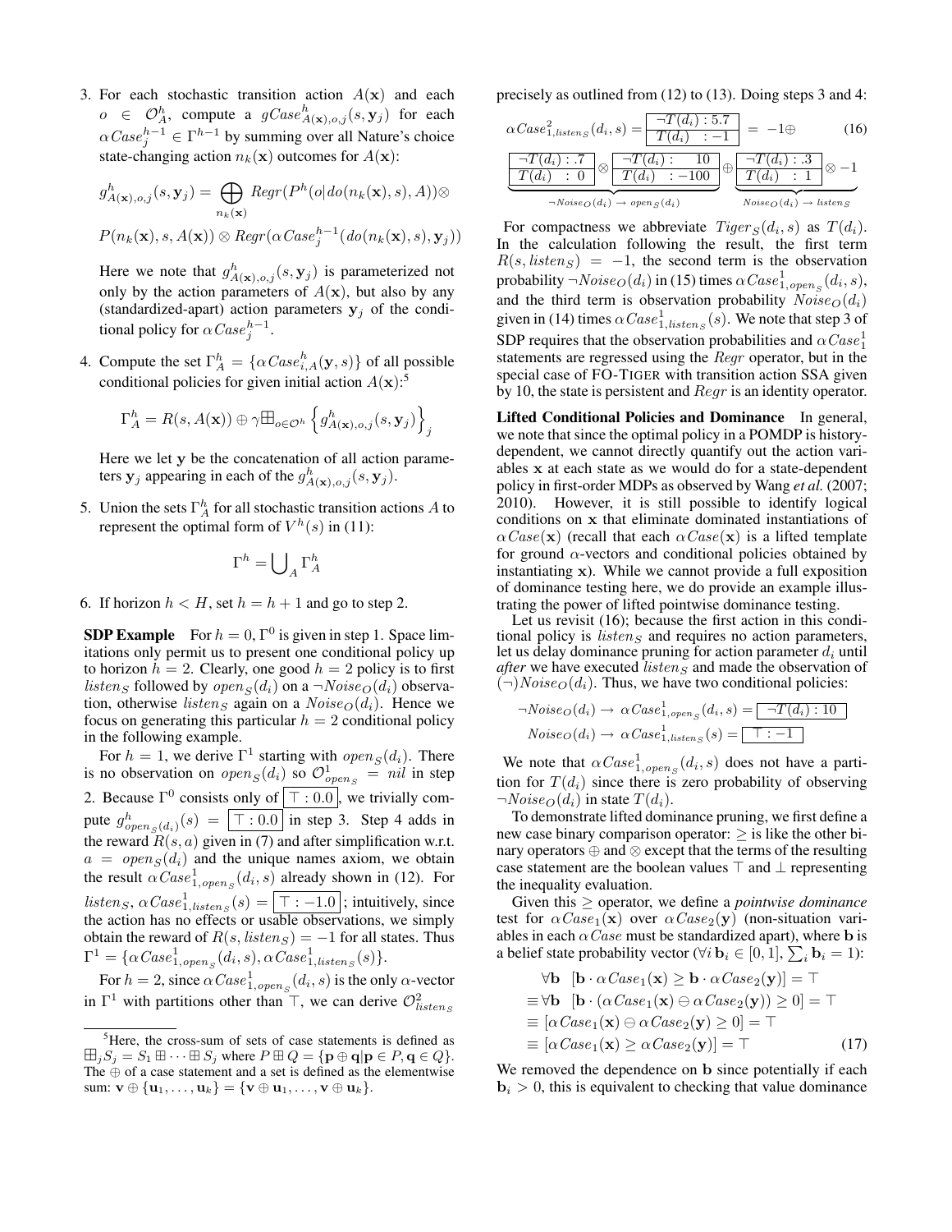3. For each stochastic transition action $A(\mathbf{x})$ and each $o \in \mathcal{O}_A^h$, compute a $gCase^h_{A(\mathbf{x}),o,j}(s,\mathbf{y}_j)$ for each $\alpha Case_j^{h-1} \in \Gamma^{h-1}$ by summing over all Nature's choice state-changing action $n_k(\mathbf{x})$ outcomes for $A(\mathbf{x})$:

$$g^h_{A(\mathbf{x}),o,j}(s,\mathbf{y}_j) = \bigoplus_{n_k(\mathbf{x})} Regr(P^h(o|do(n_k(\mathbf{x}),s),A)) \otimes$$

$$P(n_k(\mathbf{x}),s,A(\mathbf{x})) \otimes Regr(\alpha Case_j^{h-1}(do(n_k(\mathbf{x}),s),\mathbf{y}_j))$$

Here we note that $g^h_{A(\mathbf{x}),o,j}(s,\mathbf{y}_j)$ is parameterized not only by the action parameters of $A(\mathbf{x})$, but also by any (standardized-apart) action parameters $\mathbf{y}_j$ of the conditional policy for $\alpha Case_j^{h-1}$.

4. Compute the set $\Gamma_A^h = \{\alpha Case^h_{i,A}(\mathbf{y},s)\}$ of all possible conditional policies for given initial action $A(\mathbf{x})$:[5]

$$\Gamma_A^h = R(s,A(\mathbf{x})) \oplus \gamma \boxplus_{o\in\mathcal{O}^h} \left\{ g^h_{A(\mathbf{x}),o,j}(s,\mathbf{y}_j) \right\}_j$$

Here we let $\mathbf{y}$ be the concatenation of all action parameters $\mathbf{y}_j$ appearing in each of the $g^h_{A(\mathbf{x}),o,j}(s,\mathbf{y}_j)$.

5. Union the sets $\Gamma_A^h$ for all stochastic transition actions $A$ to represent the optimal form of $V^h(s)$ in (11):

$$\Gamma^h = \bigcup\nolimits_A \Gamma_A^h$$

6. If horizon $h < H$, set $h = h + 1$ and go to step 2.

**SDP Example** For $h = 0$, $\Gamma^0$ is given in step 1. Space limitations only permit us to present one conditional policy up to horizon $h = 2$. Clearly, one good $h = 2$ policy is to first $listen_S$ followed by $open_S(d_i)$ on a $\neg Noise_O(d_i)$ observation, otherwise $listen_S$ again on a $Noise_O(d_i)$. Hence we focus on generating this particular $h = 2$ conditional policy in the following example.

For $h = 1$, we derive $\Gamma^1$ starting with $open_S(d_i)$. There is no observation on $open_S(d_i)$ so $\mathcal{O}^1_{open_S} = nil$ in step 2. Because $\Gamma^0$ consists only of $\boxed{\top : 0.0}$, we trivially compute $g^h_{open_S(d_i)}(s) = \boxed{\top : 0.0}$ in step 3. Step 4 adds in the reward $R(s,a)$ given in (7) and after simplification w.r.t. $a = open_S(d_i)$ and the unique names axiom, we obtain the result $\alpha Case^1_{1,open_S}(d_i,s)$ already shown in (12). For $listen_S$, $\alpha Case^1_{1,listen_S}(s) = \boxed{\top : -1.0}$; intuitively, since the action has no effects or usable observations, we simply obtain the reward of $R(s, listen_S) = -1$ for all states. Thus $\Gamma^1 = \{\alpha Case^1_{1,open_S}(d_i,s), \alpha Case^1_{1,listen_S}(s)\}$.

For $h = 2$, since $\alpha Case^1_{1,open_S}(d_i,s)$ is the only $\alpha$-vector in $\Gamma^1$ with partitions other than $\top$, we can derive $\mathcal{O}^2_{listen_S}$ precisely as outlined from (12) to (13). Doing steps 3 and 4:

$$\alpha Case^2_{1,listen_S}(d_i,s) = \boxed{\begin{array}{l}\neg T(d_i) : 5.7 \\ T(d_i) \;\; : -1\end{array}} = -1 \oplus \qquad (16)$$

$$\underbrace{\boxed{\begin{array}{l}\neg T(d_i) : .7 \\ T(d_i) \;\; : \; 0\end{array}} \otimes \boxed{\begin{array}{l}\neg T(d_i) : \;\; 10 \\ T(d_i) \;\; : -100\end{array}}}_{\neg Noise_O(d_i) \,\to\, open_S(d_i)} \oplus \underbrace{\boxed{\begin{array}{l}\neg T(d_i) : .3 \\ T(d_i) \;\; : \; 1\end{array}} \otimes -1}_{Noise_O(d_i) \,\to\, listen_S}$$

For compactness we abbreviate $Tiger_S(d_i,s)$ as $T(d_i)$. In the calculation following the result, the first term $R(s, listen_S) = -1$, the second term is the observation probability $\neg Noise_O(d_i)$ in (15) times $\alpha Case^1_{1,open_S}(d_i,s)$, and the third term is observation probability $Noise_O(d_i)$ given in (14) times $\alpha Case^1_{1,listen_S}(s)$. We note that step 3 of SDP requires that the observation probabilities and $\alpha Case^1_1$ statements are regressed using the $Regr$ operator, but in the special case of FO-TIGER with transition action SSA given by 10, the state is persistent and $Regr$ is an identity operator.

**Lifted Conditional Policies and Dominance** In general, we note that since the optimal policy in a POMDP is history-dependent, we cannot directly quantify out the action variables $\mathbf{x}$ at each state as we would do for a state-dependent policy in first-order MDPs as observed by Wang *et al.* (2007; 2010). However, it is still possible to identify logical conditions on $\mathbf{x}$ that eliminate dominated instantiations of $\alpha Case(\mathbf{x})$ (recall that each $\alpha Case(\mathbf{x})$ is a lifted template for ground $\alpha$-vectors and conditional policies obtained by instantiating $\mathbf{x}$). While we cannot provide a full exposition of dominance testing here, we do provide an example illustrating the power of lifted pointwise dominance testing.

Let us revisit (16); because the first action in this conditional policy is $listen_S$ and requires no action parameters, let us delay dominance pruning for action parameter $d_i$ until *after* we have executed $listen_S$ and made the observation of $(\neg)Noise_O(d_i)$. Thus, we have two conditional policies:

$$\neg Noise_O(d_i) \to \alpha Case^1_{1,open_S}(d_i,s) = \boxed{\neg T(d_i) : 10}$$

$$Noise_O(d_i) \to \alpha Case^1_{1,listen_S}(s) = \boxed{\top : -1}$$

We note that $\alpha Case^1_{1,open_S}(d_i,s)$ does not have a partition for $T(d_i)$ since there is zero probability of observing $\neg Noise_O(d_i)$ in state $T(d_i)$.

To demonstrate lifted dominance pruning, we first define a new case binary comparison operator: $\geq$ is like the other binary operators $\oplus$ and $\otimes$ except that the terms of the resulting case statement are the boolean values $\top$ and $\bot$ representing the inequality evaluation.

Given this $\geq$ operator, we define a *pointwise dominance* test for $\alpha Case_1(\mathbf{x})$ over $\alpha Case_2(\mathbf{y})$ (non-situation variables in each $\alpha Case$ must be standardized apart), where $\mathbf{b}$ is a belief state probability vector ($\forall i\, \mathbf{b}_i \in [0,1], \sum_i \mathbf{b}_i = 1$):

$$\begin{aligned}
&\forall \mathbf{b} \;\; [\mathbf{b} \cdot \alpha Case_1(\mathbf{x}) \geq \mathbf{b} \cdot \alpha Case_2(\mathbf{y})] = \top \\
\equiv\; &\forall \mathbf{b} \;\; [\mathbf{b} \cdot (\alpha Case_1(\mathbf{x}) \ominus \alpha Case_2(\mathbf{y})) \geq 0] = \top \\
\equiv\; &[\alpha Case_1(\mathbf{x}) \ominus \alpha Case_2(\mathbf{y}) \geq 0] = \top \\
\equiv\; &[\alpha Case_1(\mathbf{x}) \geq \alpha Case_2(\mathbf{y})] = \top \qquad (17)
\end{aligned}$$

We removed the dependence on $\mathbf{b}$ since potentially if each $\mathbf{b}_i > 0$, this is equivalent to checking that value dominance

[5] Here, the cross-sum of sets of case statements is defined as $\boxplus_j S_j = S_1 \boxplus \cdots \boxplus S_j$ where $P \boxplus Q = \{\mathbf{p} \oplus \mathbf{q} | \mathbf{p} \in P, \mathbf{q} \in Q\}$. The $\oplus$ of a case statement and a set is defined as the elementwise sum: $\mathbf{v} \oplus \{\mathbf{u}_1,\ldots,\mathbf{u}_k\} = \{\mathbf{v} \oplus \mathbf{u}_1,\ldots,\mathbf{v} \oplus \mathbf{u}_k\}$.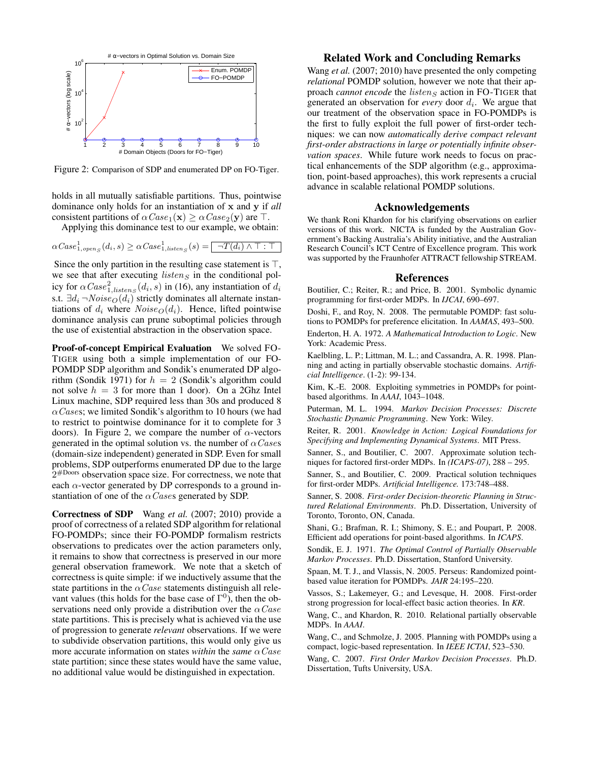\# α-vectors in Optimal Solution vs. Domain Size

\# α-vectors (log scale)

$10^6$

$10^4$

$10^2$

1 2 3 4 5 6 7 8 9 10

\# Domain Objects (Doors for FO-Tiger)

Enum. POMDP

FO-POMDP

Figure 2: Comparison of SDP and enumerated DP on FO-Tiger.

holds in all mutually satisfiable partitions. Thus, pointwise dominance only holds for an instantiation of $\mathbf{x}$ and $\mathbf{y}$ if *all* consistent partitions of $\alpha Case_1(\mathbf{x}) \geq \alpha Case_2(\mathbf{y})$ are $\top$.

Applying this dominance test to our example, we obtain:

$$\alpha Case^1_{1,open_S}(d_i, s) \geq \alpha Case^1_{1,listen_S}(s) = \boxed{\neg T(d_i) \wedge \top : \top}$$

Since the only partition in the resulting case statement is $\top$, we see that after executing $listen_S$ in the conditional policy for $\alpha Case^2_{1,listen_S}(d_i, s)$ in (16), any instantiation of $d_i$ s.t. $\exists d_i \neg Noise_O(d_i)$ strictly dominates all alternate instantiations of $d_i$ where $Noise_O(d_i)$. Hence, lifted pointwise dominance analysis can prune suboptimal policies through the use of existential abstraction in the observation space.

**Proof-of-concept Empirical Evaluation** We solved FO-TIGER using both a simple implementation of our FO-POMDP SDP algorithm and Sondik's enumerated DP algorithm (Sondik 1971) for $h = 2$ (Sondik's algorithm could not solve $h = 3$ for more than 1 door). On a 2Ghz Intel Linux machine, SDP required less than 30s and produced 8 $\alpha Case$s; we limited Sondik's algorithm to 10 hours (we had to restrict to pointwise dominance for it to complete for 3 doors). In Figure 2, we compare the number of $\alpha$-vectors generated in the optimal solution vs. the number of $\alpha Case$s (domain-size independent) generated in SDP. Even for small problems, SDP outperforms enumerated DP due to the large $2^{\#\text{Doors}}$ observation space size. For correctness, we note that each $\alpha$-vector generated by DP corresponds to a ground instantiation of one of the $\alpha Case$s generated by SDP.

**Correctness of SDP** Wang *et al.* (2007; 2010) provide a proof of correctness of a related SDP algorithm for relational FO-POMDPs; since their FO-POMDP formalism restricts observations to predicates over the action parameters only, it remains to show that correctness is preserved in our more general observation framework. We note that a sketch of correctness is quite simple: if we inductively assume that the state partitions in the $\alpha Case$ statements distinguish all relevant values (this holds for the base case of $\Gamma^0$), then the observations need only provide a distribution over the $\alpha Case$ state partitions. This is precisely what is achieved via the use of progression to generate *relevant* observations. If we were to subdivide observation partitions, this would only give us more accurate information on states *within* the *same* $\alpha Case$ state partition; since these states would have the same value, no additional value would be distinguished in expectation.

## Related Work and Concluding Remarks

Wang *et al.* (2007; 2010) have presented the only competing *relational* POMDP solution, however we note that their approach *cannot encode* the $listen_S$ action in FO-TIGER that generated an observation for *every* door $d_i$. We argue that our treatment of the observation space in FO-POMDPs is the first to fully exploit the full power of first-order techniques: we can now *automatically derive compact relevant first-order abstractions in large or potentially infinite observation spaces*. While future work needs to focus on practical enhancements of the SDP algorithm (e.g., approximation, point-based approaches), this work represents a crucial advance in scalable relational POMDP solutions.

## Acknowledgements

We thank Roni Khardon for his clarifying observations on earlier versions of this work. NICTA is funded by the Australian Government's Backing Australia's Ability initiative, and the Australian Research Council's ICT Centre of Excellence program. This work was supported by the Fraunhofer ATTRACT fellowship STREAM.

## References

Boutilier, C.; Reiter, R.; and Price, B. 2001. Symbolic dynamic programming for first-order MDPs. In *IJCAI*, 690–697.

Doshi, F., and Roy, N. 2008. The permutable POMDP: fast solutions to POMDPs for preference elicitation. In *AAMAS*, 493–500.

Enderton, H. A. 1972. *A Mathematical Introduction to Logic*. New York: Academic Press.

Kaelbling, L. P.; Littman, M. L.; and Cassandra, A. R. 1998. Planning and acting in partially observable stochastic domains. *Artificial Intelligence*. (1-2): 99-134.

Kim, K.-E. 2008. Exploiting symmetries in POMDPs for point-based algorithms. In *AAAI*, 1043–1048.

Puterman, M. L. 1994. *Markov Decision Processes: Discrete Stochastic Dynamic Programming*. New York: Wiley.

Reiter, R. 2001. *Knowledge in Action: Logical Foundations for Specifying and Implementing Dynamical Systems*. MIT Press.

Sanner, S., and Boutilier, C. 2007. Approximate solution techniques for factored first-order MDPs. In *(ICAPS-07)*, 288 – 295.

Sanner, S., and Boutilier, C. 2009. Practical solution techniques for first-order MDPs. *Artificial Intelligence.* 173:748–488.

Sanner, S. 2008. *First-order Decision-theoretic Planning in Structured Relational Environments*. Ph.D. Dissertation, University of Toronto, Toronto, ON, Canada.

Shani, G.; Brafman, R. I.; Shimony, S. E.; and Poupart, P. 2008. Efficient add operations for point-based algorithms. In *ICAPS*.

Sondik, E. J. 1971. *The Optimal Control of Partially Observable Markov Processes*. Ph.D. Dissertation, Stanford University.

Spaan, M. T. J., and Vlassis, N. 2005. Perseus: Randomized point-based value iteration for POMDPs. *JAIR* 24:195–220.

Vassos, S.; Lakemeyer, G.; and Levesque, H. 2008. First-order strong progression for local-effect basic action theories. In *KR*.

Wang, C., and Khardon, R. 2010. Relational partially observable MDPs. In *AAAI*.

Wang, C., and Schmolze, J. 2005. Planning with POMDPs using a compact, logic-based representation. In *IEEE ICTAI*, 523–530.

Wang, C. 2007. *First Order Markov Decision Processes*. Ph.D. Dissertation, Tufts University, USA.